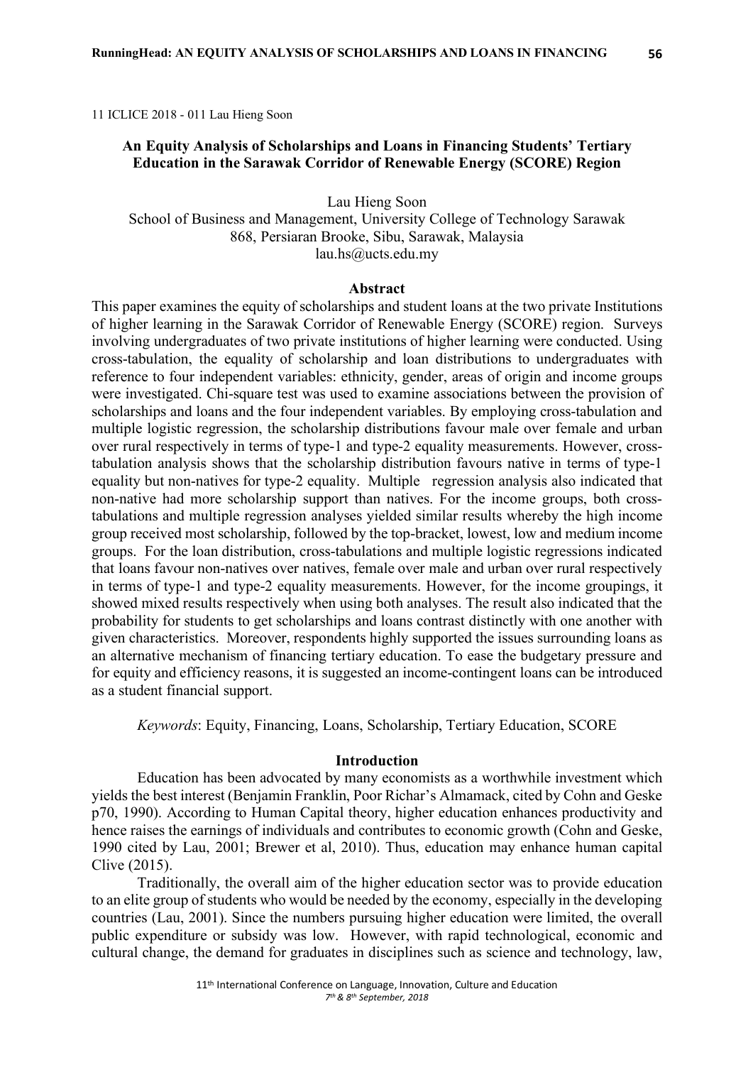11 ICLICE 2018 - 011 Lau Hieng Soon

# An Equity Analysis of Scholarships and Loans in Financing Students' Tertiary Education in the Sarawak Corridor of Renewable Energy (SCORE) Region

Lau Hieng Soon
School of Business and Management, University College of Technology Sarawak
868, Persiaran Brooke, Sibu, Sarawak, Malaysia
lau.hs@ucts.edu.my

## Abstract

This paper examines the equity of scholarships and student loans at the two private Institutions of higher learning in the Sarawak Corridor of Renewable Energy (SCORE) region. Surveys involving undergraduates of two private institutions of higher learning were conducted. Using cross-tabulation, the equality of scholarship and loan distributions to undergraduates with reference to four independent variables: ethnicity, gender, areas of origin and income groups were investigated. Chi-square test was used to examine associations between the provision of scholarships and loans and the four independent variables. By employing cross-tabulation and multiple logistic regression, the scholarship distributions favour male over female and urban over rural respectively in terms of type-1 and type-2 equality measurements. However, cross-tabulation analysis shows that the scholarship distribution favours native in terms of type-1 equality but non-natives for type-2 equality. Multiple regression analysis also indicated that non-native had more scholarship support than natives. For the income groups, both cross-tabulations and multiple regression analyses yielded similar results whereby the high income group received most scholarship, followed by the top-bracket, lowest, low and medium income groups. For the loan distribution, cross-tabulations and multiple logistic regressions indicated that loans favour non-natives over natives, female over male and urban over rural respectively in terms of type-1 and type-2 equality measurements. However, for the income groupings, it showed mixed results respectively when using both analyses. The result also indicated that the probability for students to get scholarships and loans contrast distinctly with one another with given characteristics. Moreover, respondents highly supported the issues surrounding loans as an alternative mechanism of financing tertiary education. To ease the budgetary pressure and for equity and efficiency reasons, it is suggested an income-contingent loans can be introduced as a student financial support.

*Keywords*: Equity, Financing, Loans, Scholarship, Tertiary Education, SCORE

## Introduction

Education has been advocated by many economists as a worthwhile investment which yields the best interest (Benjamin Franklin, Poor Richar's Almamack, cited by Cohn and Geske p70, 1990). According to Human Capital theory, higher education enhances productivity and hence raises the earnings of individuals and contributes to economic growth (Cohn and Geske, 1990 cited by Lau, 2001; Brewer et al, 2010). Thus, education may enhance human capital Clive (2015).

Traditionally, the overall aim of the higher education sector was to provide education to an elite group of students who would be needed by the economy, especially in the developing countries (Lau, 2001). Since the numbers pursuing higher education were limited, the overall public expenditure or subsidy was low. However, with rapid technological, economic and cultural change, the demand for graduates in disciplines such as science and technology, law,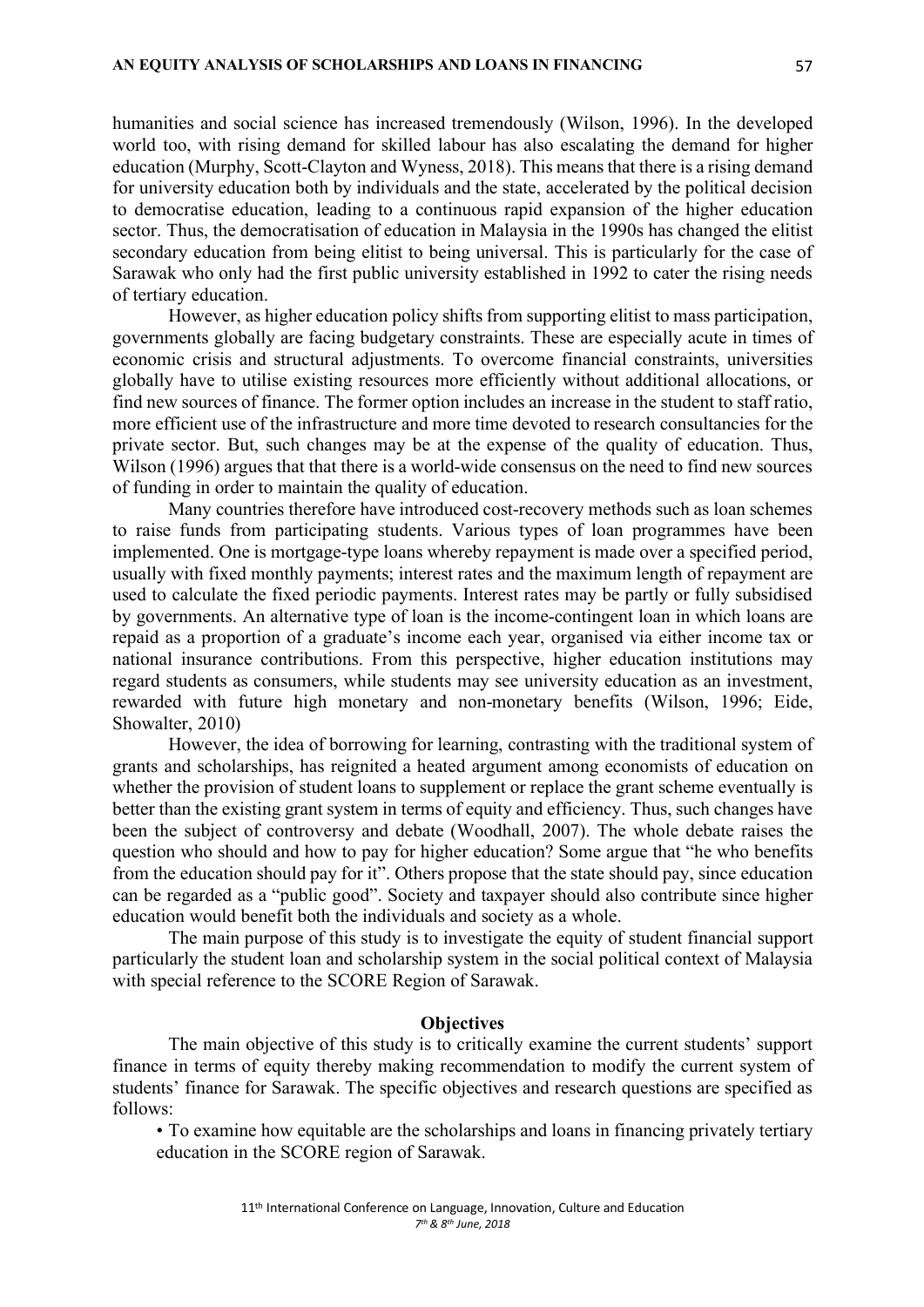humanities and social science has increased tremendously (Wilson, 1996). In the developed world too, with rising demand for skilled labour has also escalating the demand for higher education (Murphy, Scott-Clayton and Wyness, 2018). This means that there is a rising demand for university education both by individuals and the state, accelerated by the political decision to democratise education, leading to a continuous rapid expansion of the higher education sector. Thus, the democratisation of education in Malaysia in the 1990s has changed the elitist secondary education from being elitist to being universal. This is particularly for the case of Sarawak who only had the first public university established in 1992 to cater the rising needs of tertiary education.

However, as higher education policy shifts from supporting elitist to mass participation, governments globally are facing budgetary constraints. These are especially acute in times of economic crisis and structural adjustments. To overcome financial constraints, universities globally have to utilise existing resources more efficiently without additional allocations, or find new sources of finance. The former option includes an increase in the student to staff ratio, more efficient use of the infrastructure and more time devoted to research consultancies for the private sector. But, such changes may be at the expense of the quality of education. Thus, Wilson (1996) argues that that there is a world-wide consensus on the need to find new sources of funding in order to maintain the quality of education.

Many countries therefore have introduced cost-recovery methods such as loan schemes to raise funds from participating students. Various types of loan programmes have been implemented. One is mortgage-type loans whereby repayment is made over a specified period, usually with fixed monthly payments; interest rates and the maximum length of repayment are used to calculate the fixed periodic payments. Interest rates may be partly or fully subsidised by governments. An alternative type of loan is the income-contingent loan in which loans are repaid as a proportion of a graduate's income each year, organised via either income tax or national insurance contributions. From this perspective, higher education institutions may regard students as consumers, while students may see university education as an investment, rewarded with future high monetary and non-monetary benefits (Wilson, 1996; Eide, Showalter, 2010)

However, the idea of borrowing for learning, contrasting with the traditional system of grants and scholarships, has reignited a heated argument among economists of education on whether the provision of student loans to supplement or replace the grant scheme eventually is better than the existing grant system in terms of equity and efficiency. Thus, such changes have been the subject of controversy and debate (Woodhall, 2007). The whole debate raises the question who should and how to pay for higher education? Some argue that "he who benefits from the education should pay for it". Others propose that the state should pay, since education can be regarded as a "public good". Society and taxpayer should also contribute since higher education would benefit both the individuals and society as a whole.

The main purpose of this study is to investigate the equity of student financial support particularly the student loan and scholarship system in the social political context of Malaysia with special reference to the SCORE Region of Sarawak.

## Objectives

The main objective of this study is to critically examine the current students' support finance in terms of equity thereby making recommendation to modify the current system of students' finance for Sarawak. The specific objectives and research questions are specified as follows:

- To examine how equitable are the scholarships and loans in financing privately tertiary education in the SCORE region of Sarawak.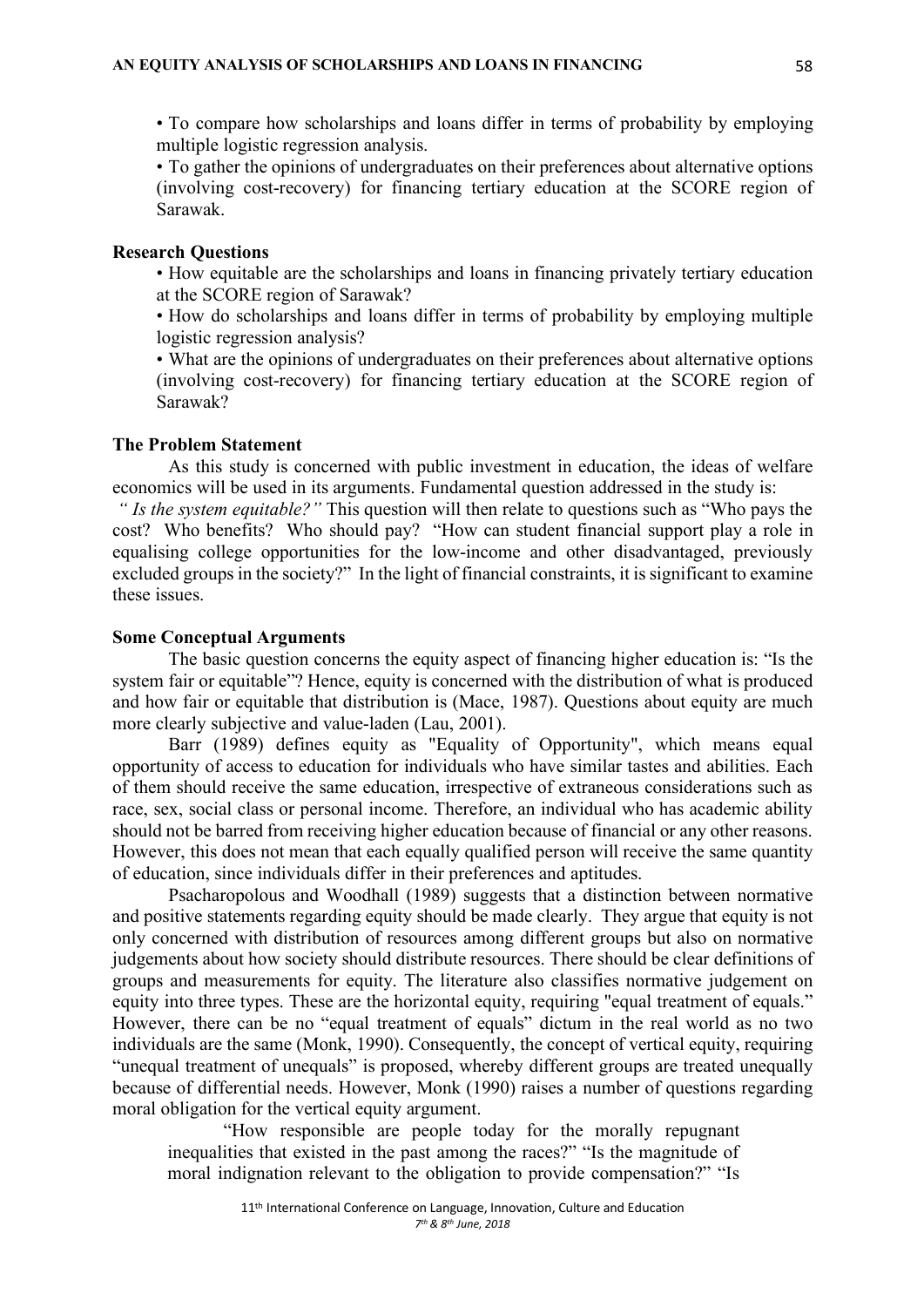- To compare how scholarships and loans differ in terms of probability by employing multiple logistic regression analysis.
- To gather the opinions of undergraduates on their preferences about alternative options (involving cost-recovery) for financing tertiary education at the SCORE region of Sarawak.

### Research Questions

- How equitable are the scholarships and loans in financing privately tertiary education at the SCORE region of Sarawak?
- How do scholarships and loans differ in terms of probability by employing multiple logistic regression analysis?
- What are the opinions of undergraduates on their preferences about alternative options (involving cost-recovery) for financing tertiary education at the SCORE region of Sarawak?

### The Problem Statement

As this study is concerned with public investment in education, the ideas of welfare economics will be used in its arguments. Fundamental question addressed in the study is: *" Is the system equitable?"* This question will then relate to questions such as "Who pays the cost? Who benefits? Who should pay? "How can student financial support play a role in equalising college opportunities for the low-income and other disadvantaged, previously excluded groups in the society?" In the light of financial constraints, it is significant to examine these issues.

### Some Conceptual Arguments

The basic question concerns the equity aspect of financing higher education is: "Is the system fair or equitable"? Hence, equity is concerned with the distribution of what is produced and how fair or equitable that distribution is (Mace, 1987). Questions about equity are much more clearly subjective and value-laden (Lau, 2001).

Barr (1989) defines equity as "Equality of Opportunity", which means equal opportunity of access to education for individuals who have similar tastes and abilities. Each of them should receive the same education, irrespective of extraneous considerations such as race, sex, social class or personal income. Therefore, an individual who has academic ability should not be barred from receiving higher education because of financial or any other reasons. However, this does not mean that each equally qualified person will receive the same quantity of education, since individuals differ in their preferences and aptitudes.

Psacharopolous and Woodhall (1989) suggests that a distinction between normative and positive statements regarding equity should be made clearly. They argue that equity is not only concerned with distribution of resources among different groups but also on normative judgements about how society should distribute resources. There should be clear definitions of groups and measurements for equity. The literature also classifies normative judgement on equity into three types. These are the horizontal equity, requiring "equal treatment of equals." However, there can be no "equal treatment of equals" dictum in the real world as no two individuals are the same (Monk, 1990). Consequently, the concept of vertical equity, requiring "unequal treatment of unequals" is proposed, whereby different groups are treated unequally because of differential needs. However, Monk (1990) raises a number of questions regarding moral obligation for the vertical equity argument.

> "How responsible are people today for the morally repugnant inequalities that existed in the past among the races?" "Is the magnitude of moral indignation relevant to the obligation to provide compensation?" "Is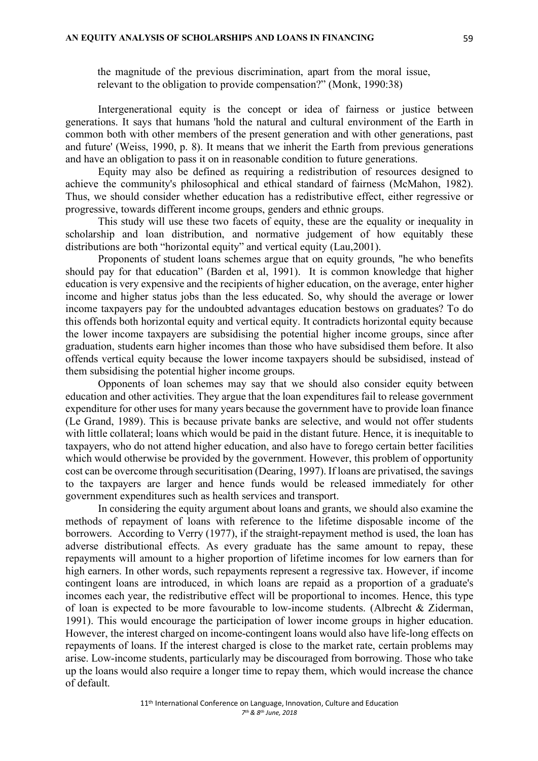the magnitude of the previous discrimination, apart from the moral issue, relevant to the obligation to provide compensation?" (Monk, 1990:38)

Intergenerational equity is the concept or idea of fairness or justice between generations. It says that humans 'hold the natural and cultural environment of the Earth in common both with other members of the present generation and with other generations, past and future' (Weiss, 1990, p. 8). It means that we inherit the Earth from previous generations and have an obligation to pass it on in reasonable condition to future generations.

Equity may also be defined as requiring a redistribution of resources designed to achieve the community's philosophical and ethical standard of fairness (McMahon, 1982). Thus, we should consider whether education has a redistributive effect, either regressive or progressive, towards different income groups, genders and ethnic groups.

This study will use these two facets of equity, these are the equality or inequality in scholarship and loan distribution, and normative judgement of how equitably these distributions are both "horizontal equity" and vertical equity (Lau,2001).

Proponents of student loans schemes argue that on equity grounds, "he who benefits should pay for that education" (Barden et al, 1991). It is common knowledge that higher education is very expensive and the recipients of higher education, on the average, enter higher income and higher status jobs than the less educated. So, why should the average or lower income taxpayers pay for the undoubted advantages education bestows on graduates? To do this offends both horizontal equity and vertical equity. It contradicts horizontal equity because the lower income taxpayers are subsidising the potential higher income groups, since after graduation, students earn higher incomes than those who have subsidised them before. It also offends vertical equity because the lower income taxpayers should be subsidised, instead of them subsidising the potential higher income groups.

Opponents of loan schemes may say that we should also consider equity between education and other activities. They argue that the loan expenditures fail to release government expenditure for other uses for many years because the government have to provide loan finance (Le Grand, 1989). This is because private banks are selective, and would not offer students with little collateral; loans which would be paid in the distant future. Hence, it is inequitable to taxpayers, who do not attend higher education, and also have to forego certain better facilities which would otherwise be provided by the government. However, this problem of opportunity cost can be overcome through securitisation (Dearing, 1997). If loans are privatised, the savings to the taxpayers are larger and hence funds would be released immediately for other government expenditures such as health services and transport.

In considering the equity argument about loans and grants, we should also examine the methods of repayment of loans with reference to the lifetime disposable income of the borrowers. According to Verry (1977), if the straight-repayment method is used, the loan has adverse distributional effects. As every graduate has the same amount to repay, these repayments will amount to a higher proportion of lifetime incomes for low earners than for high earners. In other words, such repayments represent a regressive tax. However, if income contingent loans are introduced, in which loans are repaid as a proportion of a graduate's incomes each year, the redistributive effect will be proportional to incomes. Hence, this type of loan is expected to be more favourable to low-income students. (Albrecht & Ziderman, 1991). This would encourage the participation of lower income groups in higher education. However, the interest charged on income-contingent loans would also have life-long effects on repayments of loans. If the interest charged is close to the market rate, certain problems may arise. Low-income students, particularly may be discouraged from borrowing. Those who take up the loans would also require a longer time to repay them, which would increase the chance of default.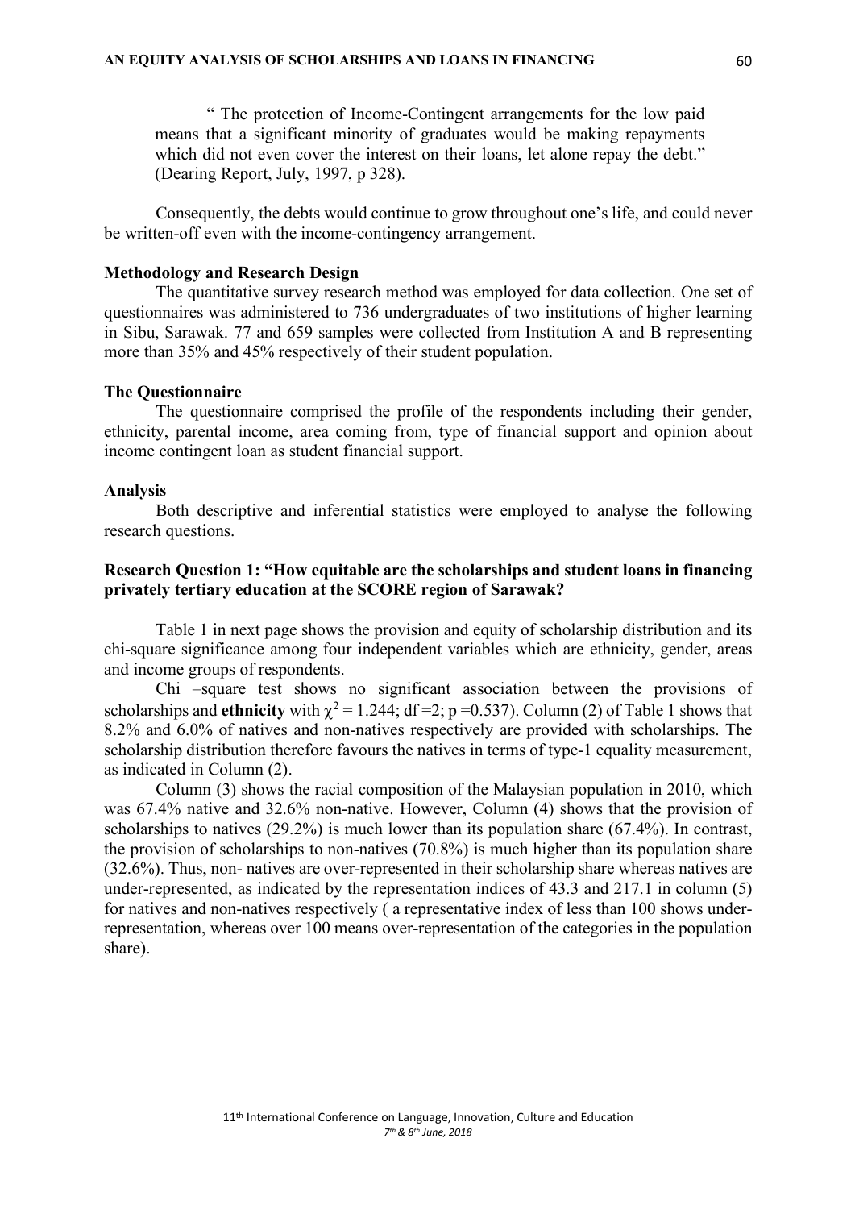> " The protection of Income-Contingent arrangements for the low paid means that a significant minority of graduates would be making repayments which did not even cover the interest on their loans, let alone repay the debt." (Dearing Report, July, 1997, p 328).

Consequently, the debts would continue to grow throughout one's life, and could never be written-off even with the income-contingency arrangement.

### Methodology and Research Design

The quantitative survey research method was employed for data collection. One set of questionnaires was administered to 736 undergraduates of two institutions of higher learning in Sibu, Sarawak. 77 and 659 samples were collected from Institution A and B representing more than 35% and 45% respectively of their student population.

### The Questionnaire

The questionnaire comprised the profile of the respondents including their gender, ethnicity, parental income, area coming from, type of financial support and opinion about income contingent loan as student financial support.

### Analysis

Both descriptive and inferential statistics were employed to analyse the following research questions.

### Research Question 1: "How equitable are the scholarships and student loans in financing privately tertiary education at the SCORE region of Sarawak?

Table 1 in next page shows the provision and equity of scholarship distribution and its chi-square significance among four independent variables which are ethnicity, gender, areas and income groups of respondents.

Chi –square test shows no significant association between the provisions of scholarships and **ethnicity** with $\chi^2 = 1.244$; df =2; p =0.537). Column (2) of Table 1 shows that 8.2% and 6.0% of natives and non-natives respectively are provided with scholarships. The scholarship distribution therefore favours the natives in terms of type-1 equality measurement, as indicated in Column (2).

Column (3) shows the racial composition of the Malaysian population in 2010, which was 67.4% native and 32.6% non-native. However, Column (4) shows that the provision of scholarships to natives (29.2%) is much lower than its population share (67.4%). In contrast, the provision of scholarships to non-natives (70.8%) is much higher than its population share (32.6%). Thus, non- natives are over-represented in their scholarship share whereas natives are under-represented, as indicated by the representation indices of 43.3 and 217.1 in column (5) for natives and non-natives respectively ( a representative index of less than 100 shows under-representation, whereas over 100 means over-representation of the categories in the population share).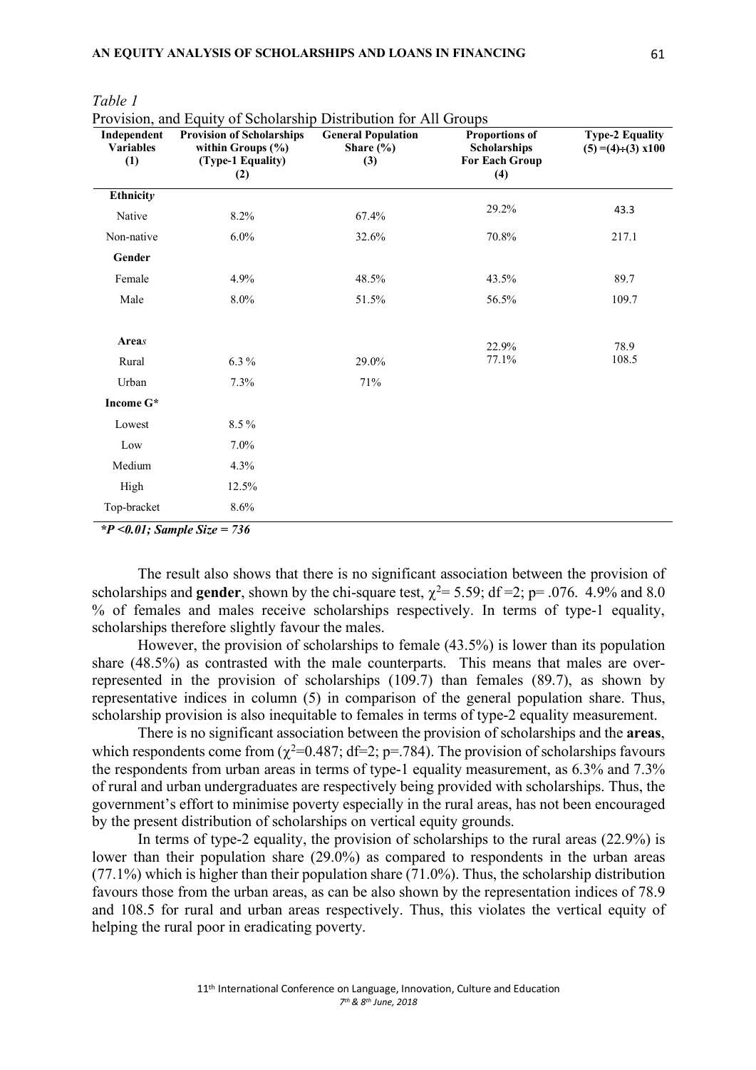*Table 1*

Provision, and Equity of Scholarship Distribution for All Groups

| Independent Variables (1) | Provision of Scholarships within Groups (%) (Type-1 Equality) (2) | General Population Share (%) (3) | Proportions of Scholarships For Each Group (4) | Type-2 Equality (5) =(4)÷(3) x100 |
|---|---|---|---|---|
| **Ethnicity** | | | | |
| Native | 8.2% | 67.4% | 29.2% | 43.3 |
| Non-native | 6.0% | 32.6% | 70.8% | 217.1 |
| **Gender** | | | | |
| Female | 4.9% | 48.5% | 43.5% | 89.7 |
| Male | 8.0% | 51.5% | 56.5% | 109.7 |
| **Areas** | | | | |
| Rural | 6.3 % | 29.0% | 22.9% | 78.9 |
| Urban | 7.3% | 71% | 77.1% | 108.5 |
| **Income G*** | | | | |
| Lowest | 8.5 % | | | |
| Low | 7.0% | | | |
| Medium | 4.3% | | | |
| High | 12.5% | | | |
| Top-bracket | 8.6% | | | |

***P <0.01; Sample Size = 736***

The result also shows that there is no significant association between the provision of scholarships and **gender**, shown by the chi-square test, $\chi^2$= 5.59; df =2; p= .076. 4.9% and 8.0 % of females and males receive scholarships respectively. In terms of type-1 equality, scholarships therefore slightly favour the males.

However, the provision of scholarships to female (43.5%) is lower than its population share (48.5%) as contrasted with the male counterparts. This means that males are over-represented in the provision of scholarships (109.7) than females (89.7), as shown by representative indices in column (5) in comparison of the general population share. Thus, scholarship provision is also inequitable to females in terms of type-2 equality measurement.

There is no significant association between the provision of scholarships and the **areas**, which respondents come from ($\chi^2$=0.487; df=2; p=.784). The provision of scholarships favours the respondents from urban areas in terms of type-1 equality measurement, as 6.3% and 7.3% of rural and urban undergraduates are respectively being provided with scholarships. Thus, the government's effort to minimise poverty especially in the rural areas, has not been encouraged by the present distribution of scholarships on vertical equity grounds.

In terms of type-2 equality, the provision of scholarships to the rural areas (22.9%) is lower than their population share (29.0%) as compared to respondents in the urban areas (77.1%) which is higher than their population share (71.0%). Thus, the scholarship distribution favours those from the urban areas, as can be also shown by the representation indices of 78.9 and 108.5 for rural and urban areas respectively. Thus, this violates the vertical equity of helping the rural poor in eradicating poverty.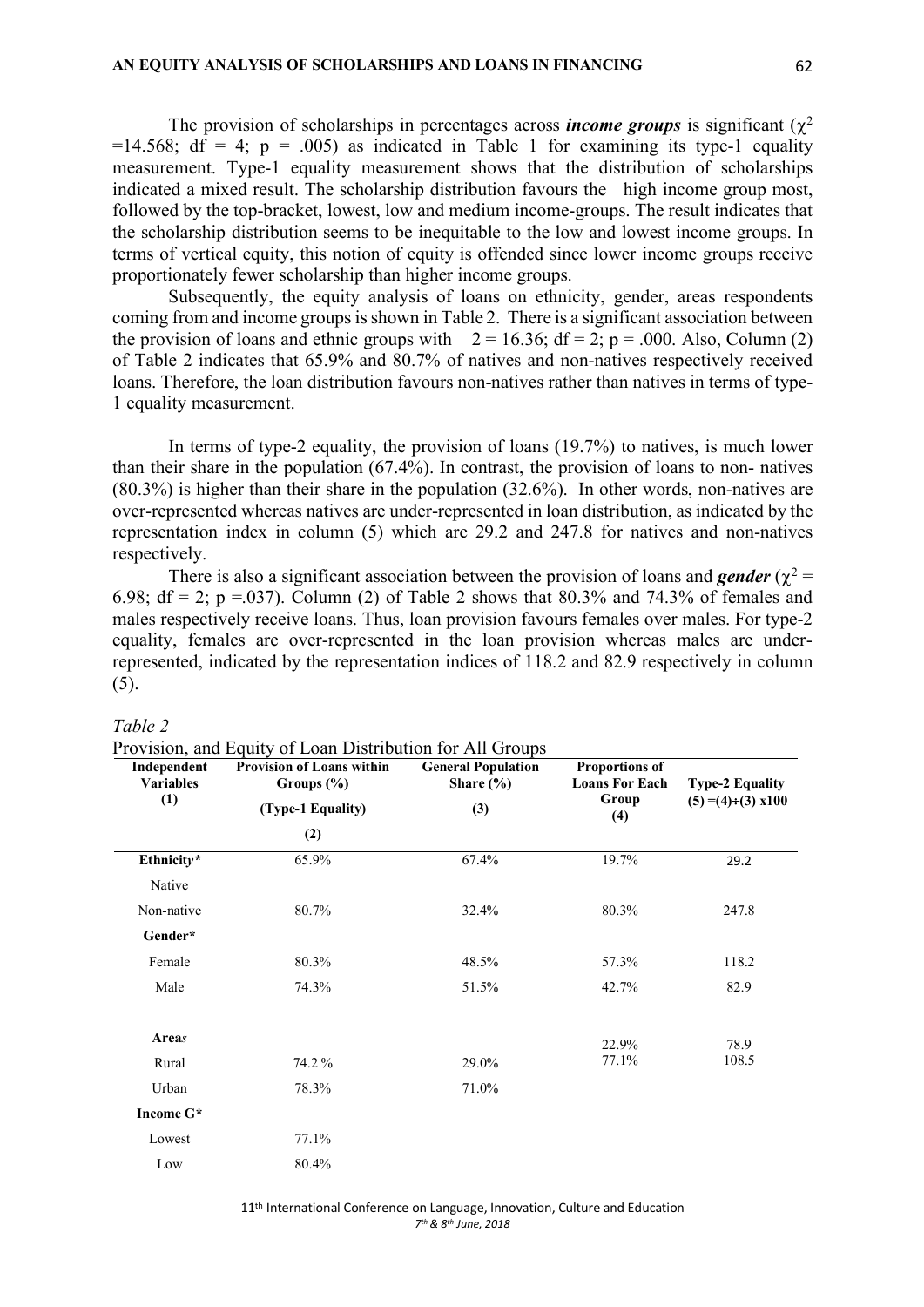The provision of scholarships in percentages across ***income groups*** is significant ($\chi^2$ =14.568; df = 4; p = .005) as indicated in Table 1 for examining its type-1 equality measurement. Type-1 equality measurement shows that the distribution of scholarships indicated a mixed result. The scholarship distribution favours the high income group most, followed by the top-bracket, lowest, low and medium income-groups. The result indicates that the scholarship distribution seems to be inequitable to the low and lowest income groups. In terms of vertical equity, this notion of equity is offended since lower income groups receive proportionately fewer scholarship than higher income groups.

Subsequently, the equity analysis of loans on ethnicity, gender, areas respondents coming from and income groups is shown in Table 2. There is a significant association between the provision of loans and ethnic groups with 2 = 16.36; df = 2; p = .000. Also, Column (2) of Table 2 indicates that 65.9% and 80.7% of natives and non-natives respectively received loans. Therefore, the loan distribution favours non-natives rather than natives in terms of type-1 equality measurement.

In terms of type-2 equality, the provision of loans (19.7%) to natives, is much lower than their share in the population (67.4%). In contrast, the provision of loans to non- natives (80.3%) is higher than their share in the population (32.6%). In other words, non-natives are over-represented whereas natives are under-represented in loan distribution, as indicated by the representation index in column (5) which are 29.2 and 247.8 for natives and non-natives respectively.

There is also a significant association between the provision of loans and ***gender*** ($\chi^2$ = 6.98; df = 2; p =.037). Column (2) of Table 2 shows that 80.3% and 74.3% of females and males respectively receive loans. Thus, loan provision favours females over males. For type-2 equality, females are over-represented in the loan provision whereas males are under-represented, indicated by the representation indices of 118.2 and 82.9 respectively in column (5).

*Table 2*

Provision, and Equity of Loan Distribution for All Groups

| Independent Variables (1) | Provision of Loans within Groups (%) (Type-1 Equality) (2) | General Population Share (%) (3) | Proportions of Loans For Each Group (4) | Type-2 Equality (5) =(4)÷(3) x100 |
|---|---|---|---|---|
| **Ethnicity\*** | 65.9% | 67.4% | 19.7% | 29.2 |
| Native | | | | |
| Non-native | 80.7% | 32.4% | 80.3% | 247.8 |
| **Gender\*** | | | | |
| Female | 80.3% | 48.5% | 57.3% | 118.2 |
| Male | 74.3% | 51.5% | 42.7% | 82.9 |
| **Area*s*** | | | 22.9% | 78.9 |
| Rural | 74.2 % | 29.0% | 77.1% | 108.5 |
| Urban | 78.3% | 71.0% | | |
| **Income G\*** | | | | |
| Lowest | 77.1% | | | |
| Low | 80.4% | | | |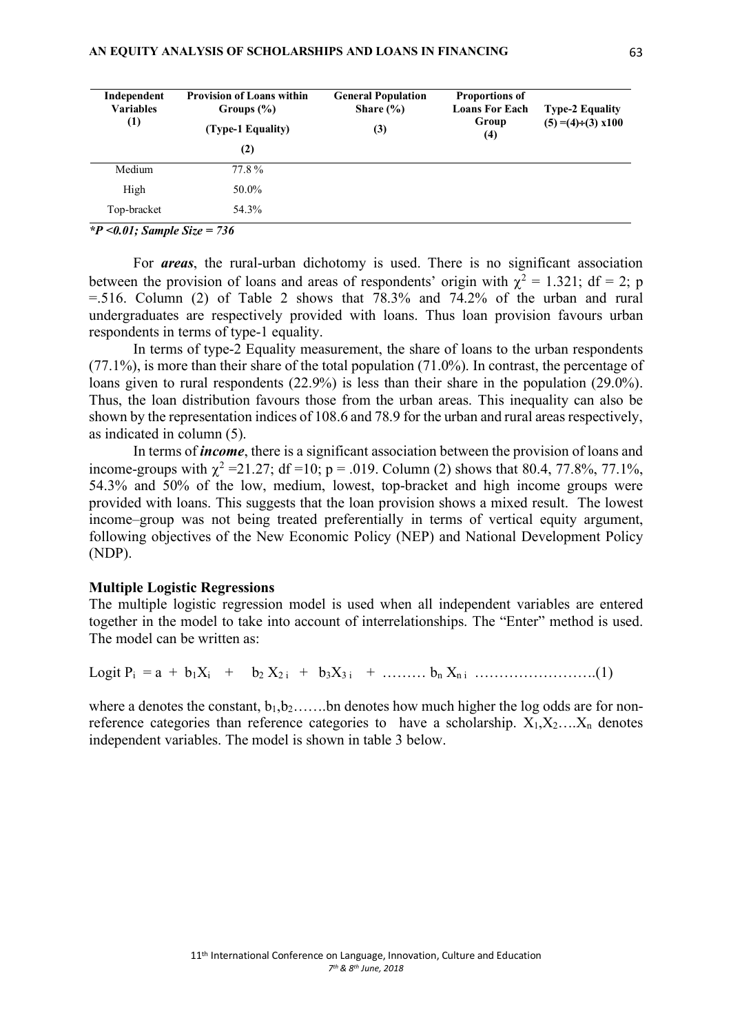| Independent Variables (1) | Provision of Loans within Groups (%) (Type-1 Equality) (2) | General Population Share (%) (3) | Proportions of Loans For Each Group (4) | Type-2 Equality (5) =(4)÷(3) x100 |
|---|---|---|---|---|
| Medium | 77.8 % | | | |
| High | 50.0% | | | |
| Top-bracket | 54.3% | | | |

***P <0.01; Sample Size = 736***

For ***areas***, the rural-urban dichotomy is used. There is no significant association between the provision of loans and areas of respondents' origin with $\chi^2 = 1.321$; df = 2; p =.516. Column (2) of Table 2 shows that 78.3% and 74.2% of the urban and rural undergraduates are respectively provided with loans. Thus loan provision favours urban respondents in terms of type-1 equality.

In terms of type-2 Equality measurement, the share of loans to the urban respondents (77.1%), is more than their share of the total population (71.0%). In contrast, the percentage of loans given to rural respondents (22.9%) is less than their share in the population (29.0%). Thus, the loan distribution favours those from the urban areas. This inequality can also be shown by the representation indices of 108.6 and 78.9 for the urban and rural areas respectively, as indicated in column (5).

In terms of ***income***, there is a significant association between the provision of loans and income-groups with $\chi^2 = 21.27$; df =10; p = .019. Column (2) shows that 80.4, 77.8%, 77.1%, 54.3% and 50% of the low, medium, lowest, top-bracket and high income groups were provided with loans. This suggests that the loan provision shows a mixed result. The lowest income–group was not being treated preferentially in terms of vertical equity argument, following objectives of the New Economic Policy (NEP) and National Development Policy (NDP).

**Multiple Logistic Regressions**

The multiple logistic regression model is used when all independent variables are entered together in the model to take into account of interrelationships. The "Enter" method is used. The model can be written as:

$$\text{Logit } P_i = a + b_1X_i + b_2 X_{2i} + b_3X_{3i} + \ldots\ldots\ldots b_n X_{ni} \quad \ldots\ldots\ldots\ldots\ldots\ldots\ldots\ldots(1)$$

where a denotes the constant, $b_1, b_2 \ldots\ldots$bn denotes how much higher the log odds are for non-reference categories than reference categories to have a scholarship. $X_1, X_2 \ldots. X_n$ denotes independent variables. The model is shown in table 3 below.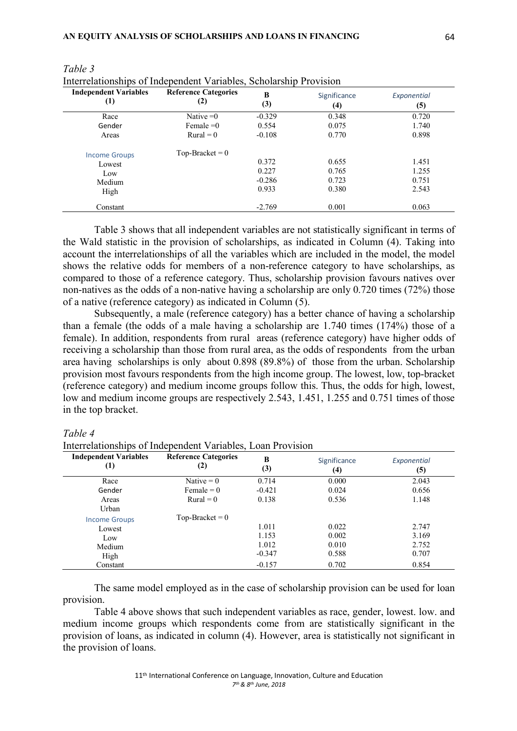*Table 3*

Interrelationships of Independent Variables, Scholarship Provision

| Independent Variables (1) | Reference Categories (2) | B (3) | Significance (4) | Exponential (5) |
|---|---|---|---|---|
| Race | Native =0 | -0.329 | 0.348 | 0.720 |
| Gender | Female =0 | 0.554 | 0.075 | 1.740 |
| Areas | Rural = 0 | -0.108 | 0.770 | 0.898 |
| Income Groups | Top-Bracket = 0 | | | |
| Lowest | | 0.372 | 0.655 | 1.451 |
| Low | | 0.227 | 0.765 | 1.255 |
| Medium | | -0.286 | 0.723 | 0.751 |
| High | | 0.933 | 0.380 | 2.543 |
| Constant | | -2.769 | 0.001 | 0.063 |

Table 3 shows that all independent variables are not statistically significant in terms of the Wald statistic in the provision of scholarships, as indicated in Column (4). Taking into account the interrelationships of all the variables which are included in the model, the model shows the relative odds for members of a non-reference category to have scholarships, as compared to those of a reference category. Thus, scholarship provision favours natives over non-natives as the odds of a non-native having a scholarship are only 0.720 times (72%) those of a native (reference category) as indicated in Column (5).

Subsequently, a male (reference category) has a better chance of having a scholarship than a female (the odds of a male having a scholarship are 1.740 times (174%) those of a female). In addition, respondents from rural areas (reference category) have higher odds of receiving a scholarship than those from rural area, as the odds of respondents from the urban area having scholarships is only about 0.898 (89.8%) of those from the urban. Scholarship provision most favours respondents from the high income group. The lowest, low, top-bracket (reference category) and medium income groups follow this. Thus, the odds for high, lowest, low and medium income groups are respectively 2.543, 1.451, 1.255 and 0.751 times of those in the top bracket.

*Table 4*

Interrelationships of Independent Variables, Loan Provision

| Independent Variables (1) | Reference Categories (2) | B (3) | Significance (4) | Exponential (5) |
|---|---|---|---|---|
| Race | Native = 0 | 0.714 | 0.000 | 2.043 |
| Gender | Female = 0 | -0.421 | 0.024 | 0.656 |
| Areas | Rural = 0 | 0.138 | 0.536 | 1.148 |
| Urban | | | | |
| Income Groups | Top-Bracket = 0 | | | |
| Lowest | | 1.011 | 0.022 | 2.747 |
| Low | | 1.153 | 0.002 | 3.169 |
| Medium | | 1.012 | 0.010 | 2.752 |
| High | | -0.347 | 0.588 | 0.707 |
| Constant | | -0.157 | 0.702 | 0.854 |

The same model employed as in the case of scholarship provision can be used for loan provision.

Table 4 above shows that such independent variables as race, gender, lowest. low. and medium income groups which respondents come from are statistically significant in the provision of loans, as indicated in column (4). However, area is statistically not significant in the provision of loans.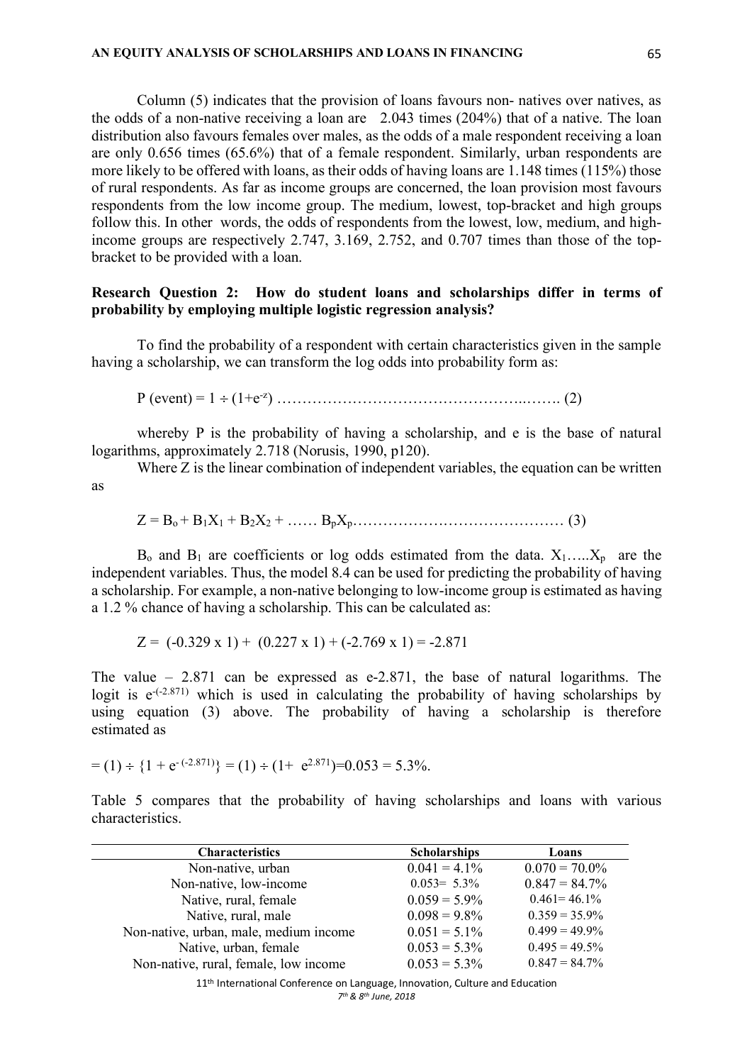Column (5) indicates that the provision of loans favours non- natives over natives, as the odds of a non-native receiving a loan are  2.043 times (204%) that of a native. The loan distribution also favours females over males, as the odds of a male respondent receiving a loan are only 0.656 times (65.6%) that of a female respondent. Similarly, urban respondents are more likely to be offered with loans, as their odds of having loans are 1.148 times (115%) those of rural respondents. As far as income groups are concerned, the loan provision most favours respondents from the low income group. The medium, lowest, top-bracket and high groups follow this. In other  words, the odds of respondents from the lowest, low, medium, and high-income groups are respectively 2.747, 3.169, 2.752, and 0.707 times than those of the top-bracket to be provided with a loan.

**Research Question 2: How do student loans and scholarships differ in terms of probability by employing multiple logistic regression analysis?**

To find the probability of a respondent with certain characteristics given in the sample having a scholarship, we can transform the log odds into probability form as:

$$P\ (\text{event}) = 1 \div (1+e^{-z}) \quad \ldots\ldots\ldots\ldots (2)$$

whereby P is the probability of having a scholarship, and e is the base of natural logarithms, approximately 2.718 (Norusis, 1990, p120).

Where Z is the linear combination of independent variables, the equation can be written as

$$Z = B_o + B_1X_1 + B_2X_2 + \ldots\ldots B_pX_p \quad \ldots\ldots\ldots\ldots (3)$$

$B_o$ and $B_1$ are coefficients or log odds estimated from the data. $X_1 \ldots\ldots X_p$ are the independent variables. Thus, the model 8.4 can be used for predicting the probability of having a scholarship. For example, a non-native belonging to low-income group is estimated as having a 1.2 % chance of having a scholarship. This can be calculated as:

$$Z = (-0.329 \times 1) + (0.227 \times 1) + (-2.769 \times 1) = -2.871$$

The value – 2.871 can be expressed as e-2.871, the base of natural logarithms. The logit is $e^{-(-2.871)}$ which is used in calculating the probability of having scholarships by using equation (3) above. The probability of having a scholarship is therefore estimated as

$$= (1) \div \{1 + e^{-(-2.871)}\} = (1) \div (1+ e^{2.871}) = 0.053 = 5.3\%.$$

Table 5 compares that the probability of having scholarships and loans with various characteristics.

| Characteristics | Scholarships | Loans |
|---|---|---|
| Non-native, urban | 0.041 = 4.1% | 0.070 = 70.0% |
| Non-native, low-income | 0.053= 5.3% | 0.847 = 84.7% |
| Native, rural, female | 0.059 = 5.9% | 0.461= 46.1% |
| Native, rural, male | 0.098 = 9.8% | 0.359 = 35.9% |
| Non-native, urban, male, medium income | 0.051 = 5.1% | 0.499 = 49.9% |
| Native, urban, female | 0.053 = 5.3% | 0.495 = 49.5% |
| Non-native, rural, female, low income | 0.053 = 5.3% | 0.847 = 84.7% |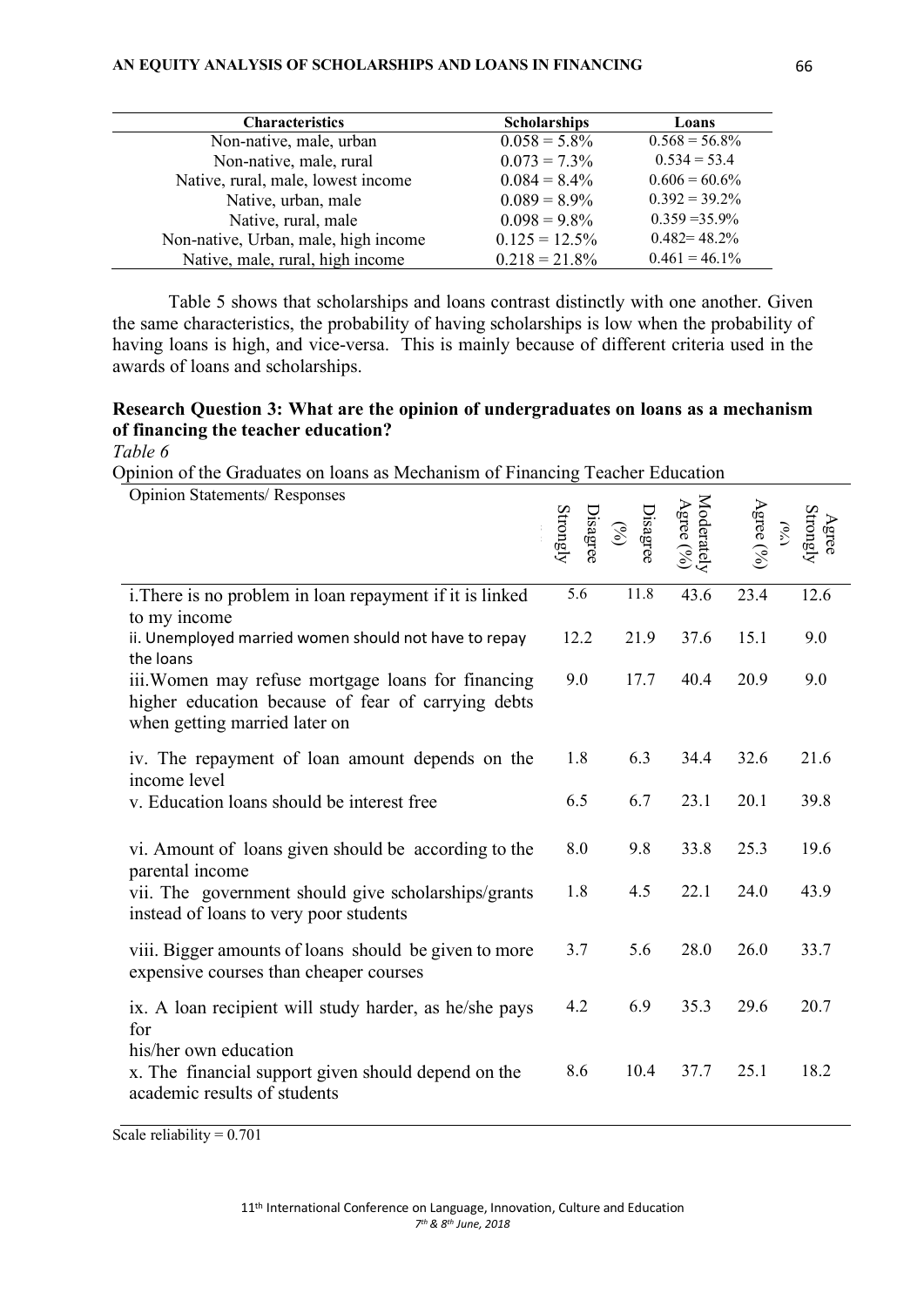| Characteristics | Scholarships | Loans |
|---|---|---|
| Non-native, male, urban | 0.058 = 5.8% | 0.568 = 56.8% |
| Non-native, male, rural | 0.073 = 7.3% | 0.534 = 53.4 |
| Native, rural, male, lowest income | 0.084 = 8.4% | 0.606 = 60.6% |
| Native, urban, male | 0.089 = 8.9% | 0.392 = 39.2% |
| Native, rural, male | 0.098 = 9.8% | 0.359 =35.9% |
| Non-native, Urban, male, high income | 0.125 = 12.5% | 0.482= 48.2% |
| Native, male, rural, high income | 0.218 = 21.8% | 0.461 = 46.1% |

Table 5 shows that scholarships and loans contrast distinctly with one another. Given the same characteristics, the probability of having scholarships is low when the probability of having loans is high, and vice-versa. This is mainly because of different criteria used in the awards of loans and scholarships.

**Research Question 3: What are the opinion of undergraduates on loans as a mechanism of financing the teacher education?**

*Table 6*

Opinion of the Graduates on loans as Mechanism of Financing Teacher Education

| Opinion Statements/ Responses | Strongly Disagree (%) | Disagree (%) | Moderately Agree (%) | Agree (%) | Strongly Agree |
|---|---|---|---|---|---|
| i.There is no problem in loan repayment if it is linked to my income | 5.6 | 11.8 | 43.6 | 23.4 | 12.6 |
| ii. Unemployed married women should not have to repay the loans | 12.2 | 21.9 | 37.6 | 15.1 | 9.0 |
| iii.Women may refuse mortgage loans for financing higher education because of fear of carrying debts when getting married later on | 9.0 | 17.7 | 40.4 | 20.9 | 9.0 |
| iv. The repayment of loan amount depends on the income level | 1.8 | 6.3 | 34.4 | 32.6 | 21.6 |
| v. Education loans should be interest free | 6.5 | 6.7 | 23.1 | 20.1 | 39.8 |
| vi. Amount of loans given should be according to the parental income | 8.0 | 9.8 | 33.8 | 25.3 | 19.6 |
| vii. The government should give scholarships/grants instead of loans to very poor students | 1.8 | 4.5 | 22.1 | 24.0 | 43.9 |
| viii. Bigger amounts of loans should be given to more expensive courses than cheaper courses | 3.7 | 5.6 | 28.0 | 26.0 | 33.7 |
| ix. A loan recipient will study harder, as he/she pays for his/her own education | 4.2 | 6.9 | 35.3 | 29.6 | 20.7 |
| x. The financial support given should depend on the academic results of students | 8.6 | 10.4 | 37.7 | 25.1 | 18.2 |

Scale reliability = 0.701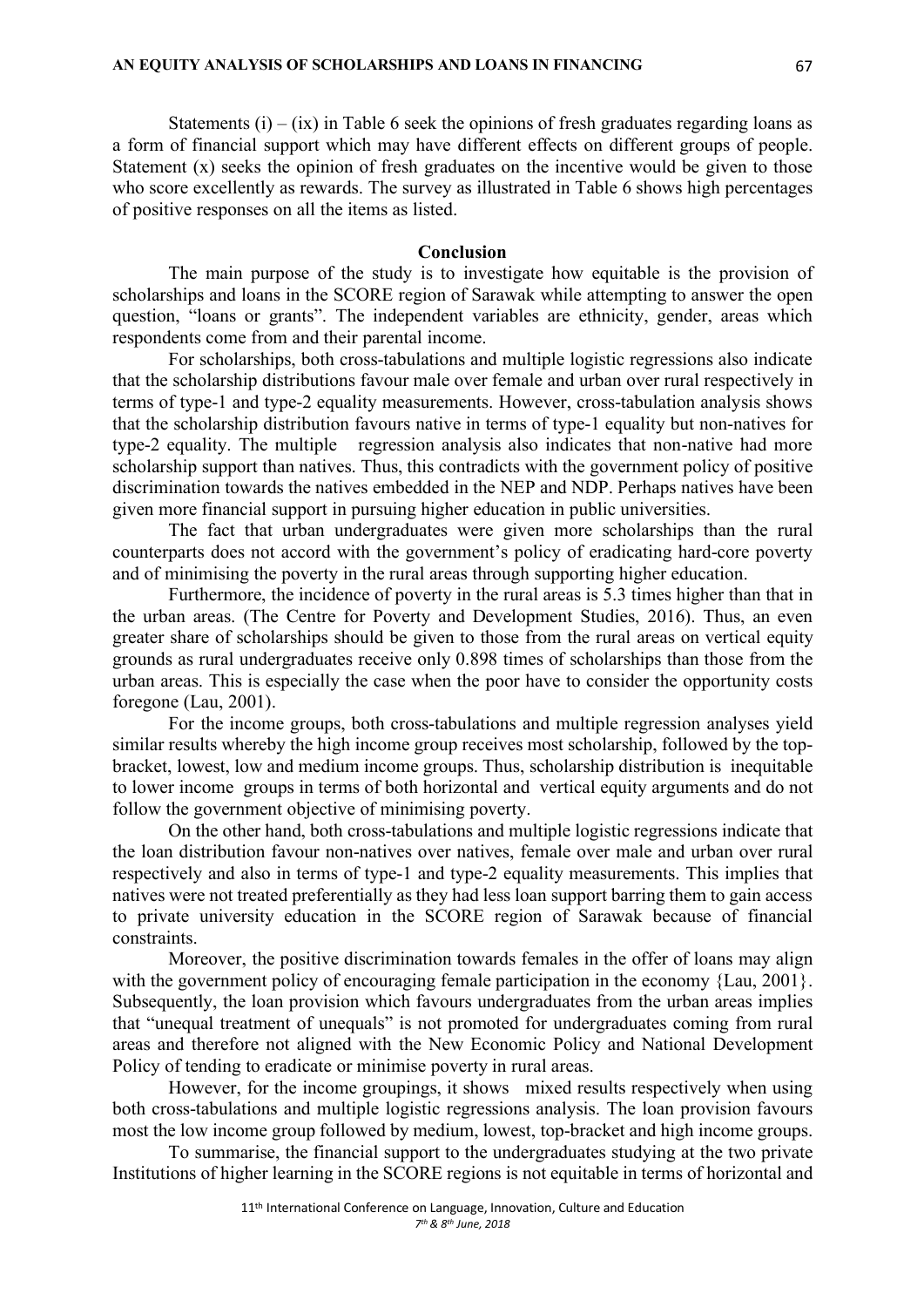Statements (i) – (ix) in Table 6 seek the opinions of fresh graduates regarding loans as a form of financial support which may have different effects on different groups of people. Statement (x) seeks the opinion of fresh graduates on the incentive would be given to those who score excellently as rewards. The survey as illustrated in Table 6 shows high percentages of positive responses on all the items as listed.

## Conclusion

The main purpose of the study is to investigate how equitable is the provision of scholarships and loans in the SCORE region of Sarawak while attempting to answer the open question, "loans or grants". The independent variables are ethnicity, gender, areas which respondents come from and their parental income.

For scholarships, both cross-tabulations and multiple logistic regressions also indicate that the scholarship distributions favour male over female and urban over rural respectively in terms of type-1 and type-2 equality measurements. However, cross-tabulation analysis shows that the scholarship distribution favours native in terms of type-1 equality but non-natives for type-2 equality. The multiple regression analysis also indicates that non-native had more scholarship support than natives. Thus, this contradicts with the government policy of positive discrimination towards the natives embedded in the NEP and NDP. Perhaps natives have been given more financial support in pursuing higher education in public universities.

The fact that urban undergraduates were given more scholarships than the rural counterparts does not accord with the government's policy of eradicating hard-core poverty and of minimising the poverty in the rural areas through supporting higher education.

Furthermore, the incidence of poverty in the rural areas is 5.3 times higher than that in the urban areas. (The Centre for Poverty and Development Studies, 2016). Thus, an even greater share of scholarships should be given to those from the rural areas on vertical equity grounds as rural undergraduates receive only 0.898 times of scholarships than those from the urban areas. This is especially the case when the poor have to consider the opportunity costs foregone (Lau, 2001).

For the income groups, both cross-tabulations and multiple regression analyses yield similar results whereby the high income group receives most scholarship, followed by the top-bracket, lowest, low and medium income groups. Thus, scholarship distribution is inequitable to lower income groups in terms of both horizontal and vertical equity arguments and do not follow the government objective of minimising poverty.

On the other hand, both cross-tabulations and multiple logistic regressions indicate that the loan distribution favour non-natives over natives, female over male and urban over rural respectively and also in terms of type-1 and type-2 equality measurements. This implies that natives were not treated preferentially as they had less loan support barring them to gain access to private university education in the SCORE region of Sarawak because of financial constraints.

Moreover, the positive discrimination towards females in the offer of loans may align with the government policy of encouraging female participation in the economy {Lau, 2001}. Subsequently, the loan provision which favours undergraduates from the urban areas implies that "unequal treatment of unequals" is not promoted for undergraduates coming from rural areas and therefore not aligned with the New Economic Policy and National Development Policy of tending to eradicate or minimise poverty in rural areas.

However, for the income groupings, it shows mixed results respectively when using both cross-tabulations and multiple logistic regressions analysis. The loan provision favours most the low income group followed by medium, lowest, top-bracket and high income groups.

To summarise, the financial support to the undergraduates studying at the two private Institutions of higher learning in the SCORE regions is not equitable in terms of horizontal and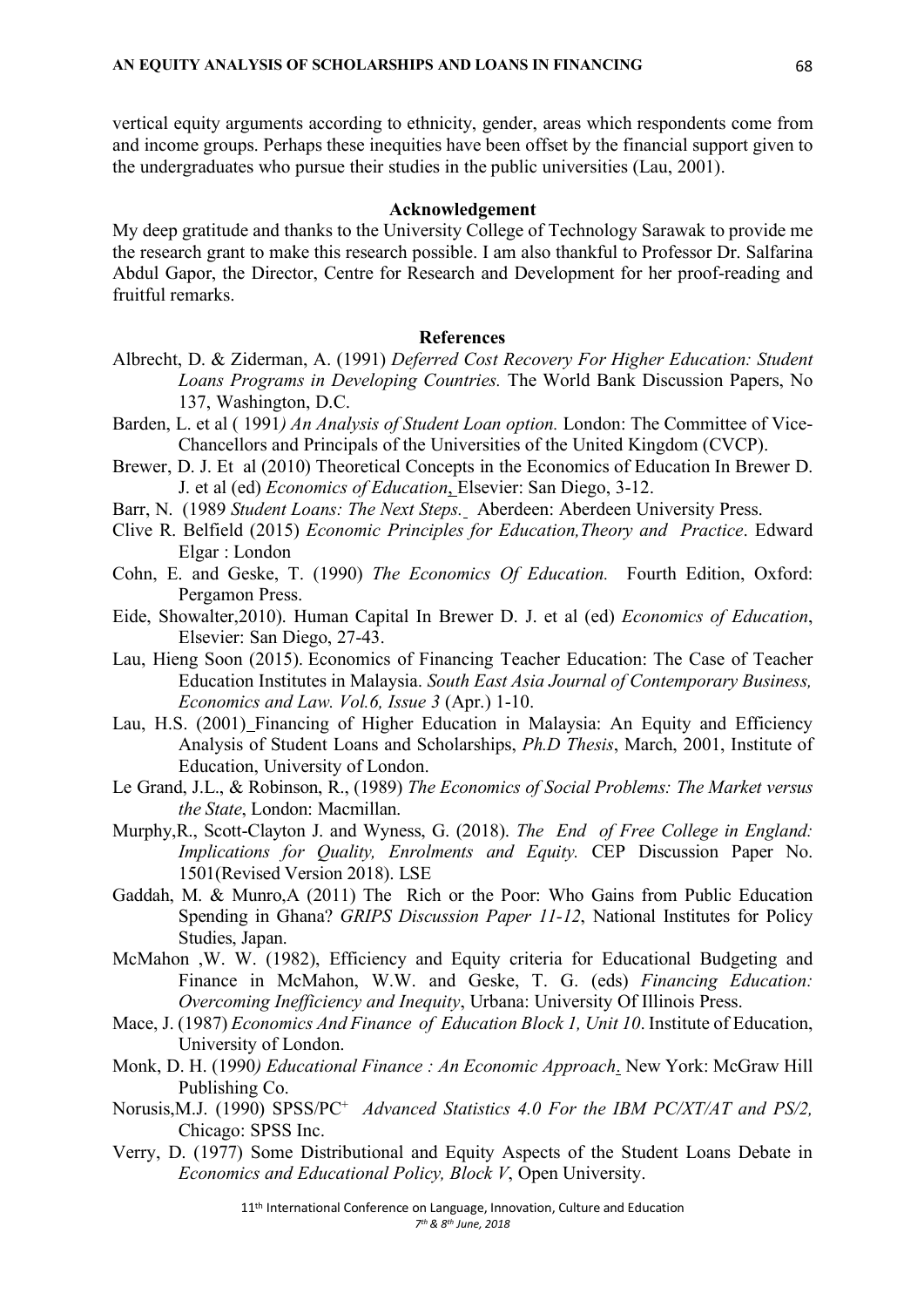vertical equity arguments according to ethnicity, gender, areas which respondents come from and income groups. Perhaps these inequities have been offset by the financial support given to the undergraduates who pursue their studies in the public universities (Lau, 2001).

## Acknowledgement

My deep gratitude and thanks to the University College of Technology Sarawak to provide me the research grant to make this research possible. I am also thankful to Professor Dr. Salfarina Abdul Gapor, the Director, Centre for Research and Development for her proof-reading and fruitful remarks.

## References

Albrecht, D. & Ziderman, A. (1991) *Deferred Cost Recovery For Higher Education: Student Loans Programs in Developing Countries.* The World Bank Discussion Papers, No 137, Washington, D.C.

Barden, L. et al ( 1991*) An Analysis of Student Loan option.* London: The Committee of Vice-Chancellors and Principals of the Universities of the United Kingdom (CVCP).

Brewer, D. J. Et al (2010) Theoretical Concepts in the Economics of Education In Brewer D. J. et al (ed) *Economics of Education*, Elsevier: San Diego, 3-12.

Barr, N. (1989 *Student Loans: The Next Steps.* Aberdeen: Aberdeen University Press.

Clive R. Belfield (2015) *Economic Principles for Education,Theory and Practice*. Edward Elgar : London

Cohn, E. and Geske, T. (1990) *The Economics Of Education.* Fourth Edition, Oxford: Pergamon Press.

Eide, Showalter,2010). Human Capital In Brewer D. J. et al (ed) *Economics of Education*, Elsevier: San Diego, 27-43.

Lau, Hieng Soon (2015). Economics of Financing Teacher Education: The Case of Teacher Education Institutes in Malaysia. *South East Asia Journal of Contemporary Business, Economics and Law. Vol.6, Issue 3* (Apr.) 1-10.

Lau, H.S. (2001) Financing of Higher Education in Malaysia: An Equity and Efficiency Analysis of Student Loans and Scholarships, *Ph.D Thesis*, March, 2001, Institute of Education, University of London.

Le Grand, J.L., & Robinson, R., (1989) *The Economics of Social Problems: The Market versus the State*, London: Macmillan.

Murphy,R., Scott-Clayton J. and Wyness, G. (2018). *The End of Free College in England: Implications for Quality, Enrolments and Equity.* CEP Discussion Paper No. 1501(Revised Version 2018). LSE

Gaddah, M. & Munro,A (2011) The Rich or the Poor: Who Gains from Public Education Spending in Ghana? *GRIPS Discussion Paper 11-12*, National Institutes for Policy Studies, Japan.

McMahon ,W. W. (1982), Efficiency and Equity criteria for Educational Budgeting and Finance in McMahon, W.W. and Geske, T. G. (eds) *Financing Education: Overcoming Inefficiency and Inequity*, Urbana: University Of Illinois Press.

Mace, J. (1987) *Economics And Finance of Education Block 1, Unit 10*. Institute of Education, University of London.

Monk, D. H. (1990*) Educational Finance : An Economic Approach*. New York: McGraw Hill Publishing Co.

Norusis,M.J. (1990) SPSS/PC+ *Advanced Statistics 4.0 For the IBM PC/XT/AT and PS/2,* Chicago: SPSS Inc.

Verry, D. (1977) Some Distributional and Equity Aspects of the Student Loans Debate in *Economics and Educational Policy, Block V*, Open University.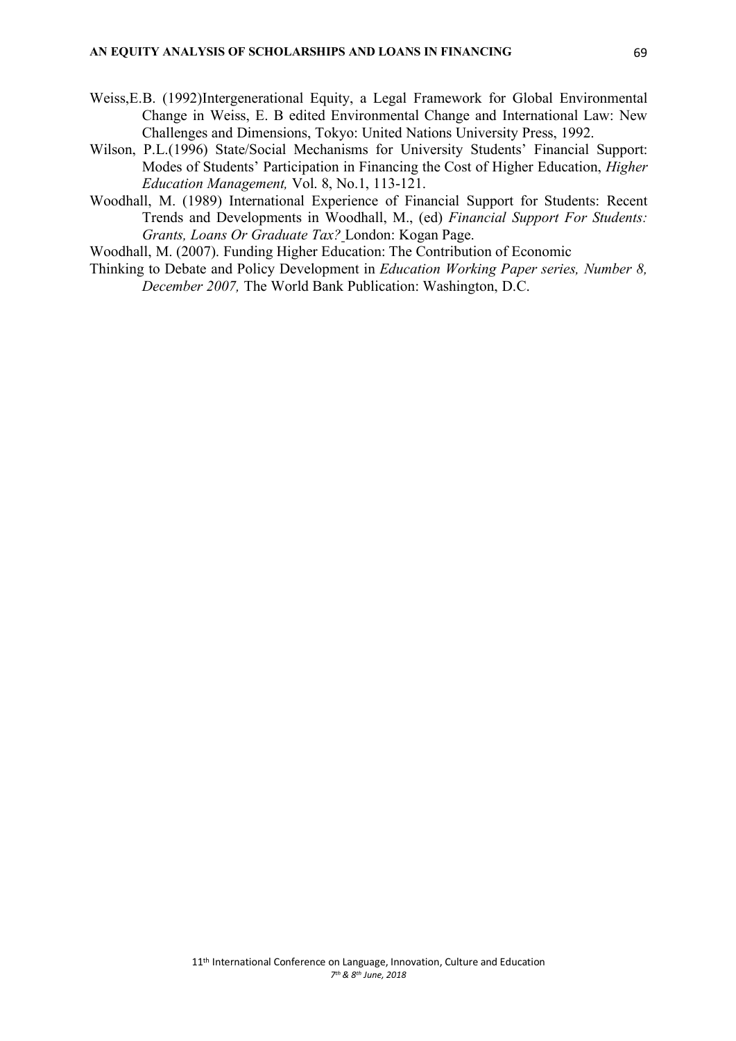Weiss,E.B. (1992)Intergenerational Equity, a Legal Framework for Global Environmental Change in Weiss, E. B edited Environmental Change and International Law: New Challenges and Dimensions, Tokyo: United Nations University Press, 1992.

Wilson, P.L.(1996) State/Social Mechanisms for University Students' Financial Support: Modes of Students' Participation in Financing the Cost of Higher Education, *Higher Education Management,* Vol. 8, No.1, 113-121.

Woodhall, M. (1989) International Experience of Financial Support for Students: Recent Trends and Developments in Woodhall, M., (ed) *Financial Support For Students: Grants, Loans Or Graduate Tax?* London: Kogan Page.

Woodhall, M. (2007). Funding Higher Education: The Contribution of Economic Thinking to Debate and Policy Development in *Education Working Paper series, Number 8, December 2007,* The World Bank Publication: Washington, D.C.